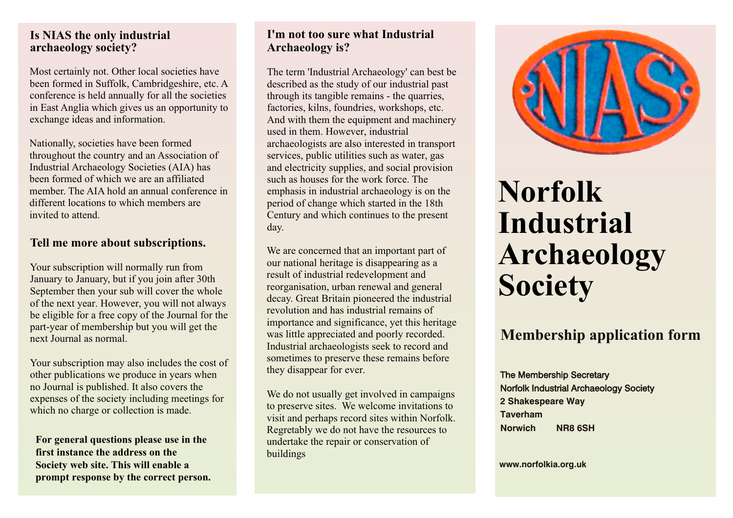## Is NIAS the only industrial archaeology society?

Most certainly not. Other local societies have been formed in Suffolk, Cambridgeshire, etc. A conference is held annually for all the societies in East Anglia which gives us an opportunity to exchange ideas and information.

Nationally, societies have been formed throughout the country and an Association of Industrial Archaeology Societies (AIA) has been formed of which we are an affiliated member. The AIA hold an annual conference in different locations to which members are invited to attend.

## Tell me more about subscriptions.

Your subscription will normally run from January to January, but if you join after 30th September then your sub will cover the whole of the next year. However, you will not always be eligible for a free copy of the Journal for the part-year of membership but you will get the next Journal as normal.

Your subscription may also includes the cost of other publications we produce in years when no Journal is published. It also covers the expenses of the society including meetings for which no charge or collection is made.

**For general questions please use in the first instance the address on the Society web site. This will enable a prompt response by the correct person.**

## I'm not too sure what Industrial Archaeology is?

The term 'Industrial Archaeology' can best be described as the study of our industrial past through its tangible remains - the quarries, factories, kilns, foundries, workshops, etc. And with them the equipment and machinery used in them. However, industrial archaeologists are also interested in transport services, public utilities such as water, gas and electricity supplies, and social provision such as houses for the work force. The emphasis in industrial archaeology is on the period of change which started in the 18th Century and which continues to the present day.

We are concerned that an important part of our national heritage is disappearing as a result of industrial redevelopment and reorganisation, urban renewal and general decay. Great Britain pioneered the industrial revolution and has industrial remains of importance and significance, yet this heritage was little appreciated and poorly recorded. Industrial archaeologists seek to record and sometimes to preserve these remains before they disappear for ever.

We do not usually get involved in campaigns to preserve sites. We welcome invitations to visit and perhaps record sites within Norfolk. Regretably we do not have the resources to undertake the repair or conservation of buildings

NIAS

# Norfolk Industrial Archaeology Society

## Membership application form

The Membership Secretary
Norfolk Industrial Archaeology Society
2 Shakespeare Way
Taverham
Norwich NR8 6SH

www.norfolkia.org.uk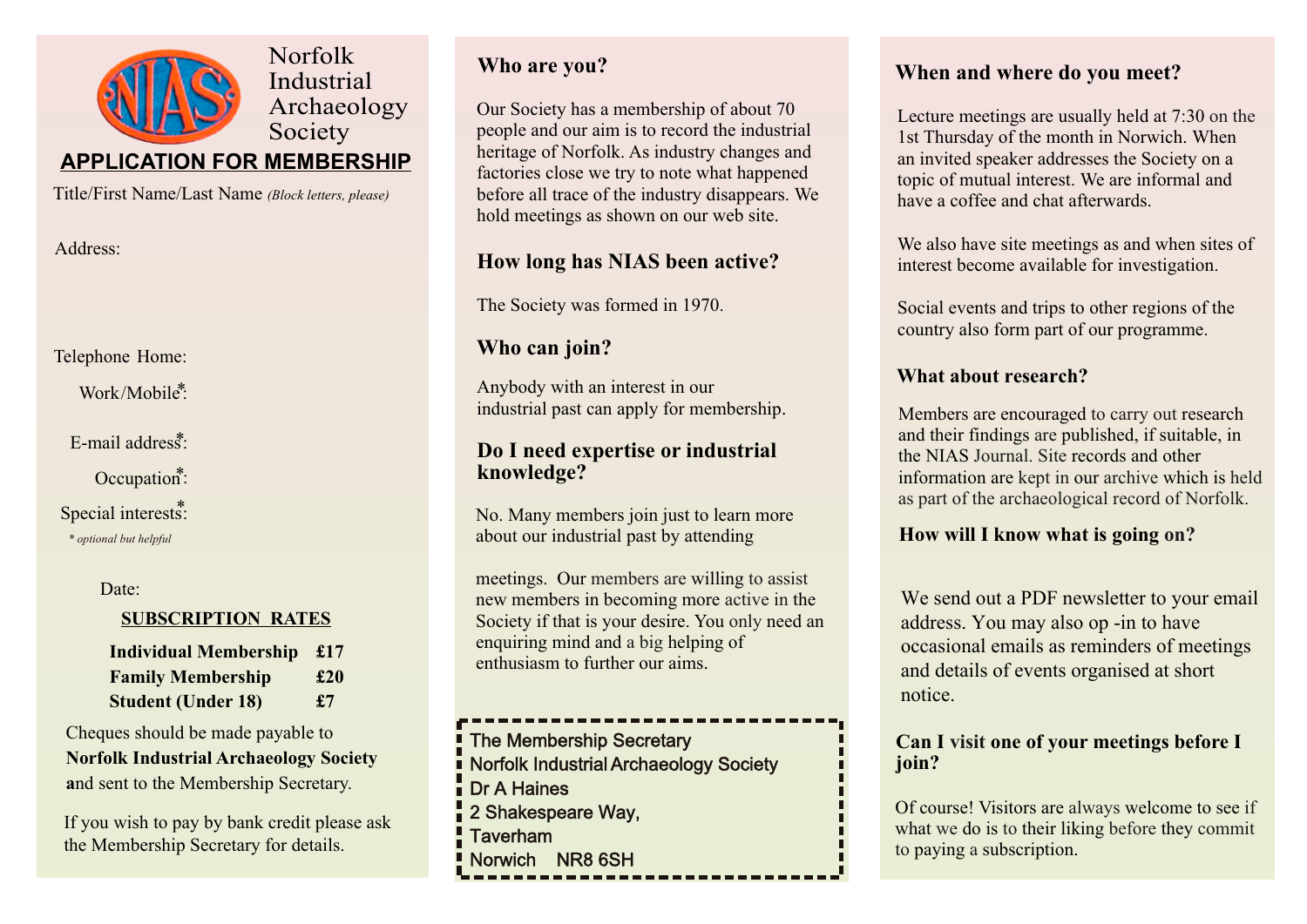Norfolk Industrial Archaeology Society

## APPLICATION FOR MEMBERSHIP

Title/First Name/Last Name *(Block letters, please)*

Address:

Telephone Home:

Work/Mobile*:

E-mail address*:

Occupation*:

Special interests*:

*\* optional but helpful*

Date:

**SUBSCRIPTION RATES**

| | |
|---|---|
| **Individual Membership** | **£17** |
| **Family Membership** | **£20** |
| **Student (Under 18)** | **£7** |

Cheques should be made payable to **Norfolk Industrial Archaeology Society** and sent to the Membership Secretary.

If you wish to pay by bank credit please ask the Membership Secretary for details.

## Who are you?

Our Society has a membership of about 70 people and our aim is to record the industrial heritage of Norfolk. As industry changes and factories close we try to note what happened before all trace of the industry disappears. We hold meetings as shown on our web site.

## How long has NIAS been active?

The Society was formed in 1970.

## Who can join?

Anybody with an interest in our industrial past can apply for membership.

## Do I need expertise or industrial knowledge?

No. Many members join just to learn more about our industrial past by attending

meetings. Our members are willing to assist new members in becoming more active in the Society if that is your desire. You only need an enquiring mind and a big helping of enthusiasm to further our aims.

The Membership Secretary
Norfolk Industrial Archaeology Society
Dr A Haines
2 Shakespeare Way,
Taverham
Norwich NR8 6SH

## When and where do you meet?

Lecture meetings are usually held at 7:30 on the 1st Thursday of the month in Norwich. When an invited speaker addresses the Society on a topic of mutual interest. We are informal and have a coffee and chat afterwards.

We also have site meetings as and when sites of interest become available for investigation.

Social events and trips to other regions of the country also form part of our programme.

## What about research?

Members are encouraged to carry out research and their findings are published, if suitable, in the NIAS Journal. Site records and other information are kept in our archive which is held as part of the archaeological record of Norfolk.

## How will I know what is going on?

We send out a PDF newsletter to your email address. You may also op -in to have occasional emails as reminders of meetings and details of events organised at short notice.

## Can I visit one of your meetings before I join?

Of course! Visitors are always welcome to see if what we do is to their liking before they commit to paying a subscription.